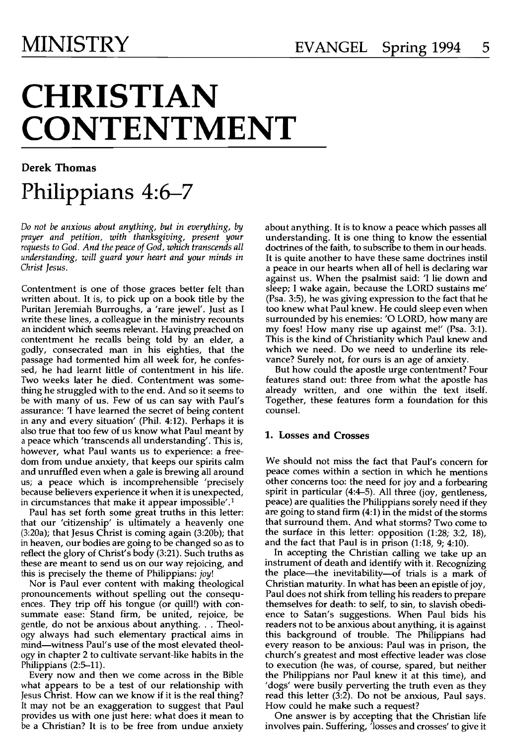# CHRISTIAN CONTENTMENT

**Derek Thomas**

## Philippians 4:6–7

*Do not be anxious about anything, but in everything, by prayer and petition, with thanksgiving, present your requests to God. And the peace of God, which transcends all understanding, will guard your heart and your minds in Christ Jesus.*

Contentment is one of those graces better felt than written about. It is, to pick up on a book title by the Puritan Jeremiah Burroughs, a 'rare jewel'. Just as I write these lines, a colleague in the ministry recounts an incident which seems relevant. Having preached on contentment he recalls being told by an elder, a godly, consecrated man in his eighties, that the passage had tormented him all week for, he confessed, he had learnt little of contentment in his life. Two weeks later he died. Contentment was something he struggled with to the end. And so it seems to be with many of us. Few of us can say with Paul's assurance: 'I have learned the secret of being content in any and every situation' (Phil. 4:12). Perhaps it is also true that too few of us know what Paul meant by a peace which 'transcends all understanding'. This is, however, what Paul wants us to experience: a freedom from undue anxiety, that keeps our spirits calm and unruffled even when a gale is brewing all around us; a peace which is incomprehensible 'precisely because believers experience it when it is unexpected, in circumstances that make it appear impossible'.[1]

Paul has set forth some great truths in this letter: that our 'citizenship' is ultimately a heavenly one (3:20a); that Jesus Christ is coming again (3:20b); that in heaven, our bodies are going to be changed so as to reflect the glory of Christ's body (3:21). Such truths as these are meant to send us on our way rejoicing, and this is precisely the theme of Philippians: *joy*!

Nor is Paul ever content with making theological pronouncements without spelling out the consequences. They trip off his tongue (or quill!) with consummate ease: Stand firm, be united, rejoice, be gentle, do not be anxious about anything. . . Theology always had such elementary practical aims in mind—witness Paul's use of the most elevated theology in chapter 2 to cultivate servant-like habits in the Philippians (2:5–11).

Every now and then we come across in the Bible what appears to be a test of our relationship with Jesus Christ. How can we know if it is the real thing? It may not be an exaggeration to suggest that Paul provides us with one just here: what does it mean to be a Christian? It is to be free from undue anxiety about anything. It is to know a peace which passes all understanding. It is one thing to know the essential doctrines of the faith, to subscribe to them in our heads. It is quite another to have these same doctrines instil a peace in our hearts when all of hell is declaring war against us. When the psalmist said: 'I lie down and sleep; I wake again, because the LORD sustains me' (Psa. 3:5), he was giving expression to the fact that he too knew what Paul knew. He could sleep even when surrounded by his enemies: 'O LORD, how many are my foes! How many rise up against me!' (Psa. 3:1). This is the kind of Christianity which Paul knew and which we need. Do we need to underline its relevance? Surely not, for ours is an age of anxiety.

But how could the apostle urge contentment? Four features stand out: three from what the apostle has already written, and one within the text itself. Together, these features form a foundation for this counsel.

### 1. Losses and Crosses

We should not miss the fact that Paul's concern for peace comes within a section in which he mentions other concerns too: the need for joy and a forbearing spirit in particular (4:4–5). All three (joy, gentleness, peace) are qualities the Philippians sorely need if they are going to stand firm (4:1) in the midst of the storms that surround them. And what storms? Two come to the surface in this letter: opposition (1:28; 3:2, 18), and the fact that Paul is in prison (1:18, 9; 4:10).

In accepting the Christian calling we take up an instrument of death and identify with it. Recognizing the place—the inevitability—of trials is a mark of Christian maturity. In what has been an epistle of joy, Paul does not shirk from telling his readers to prepare themselves for death: to self, to sin, to slavish obedience to Satan's suggestions. When Paul bids his readers not to be anxious about anything, it is against this background of trouble. The Philippians had every reason to be anxious: Paul was in prison, the church's greatest and most effective leader was close to execution (he was, of course, spared, but neither the Philippians nor Paul knew it at this time), and 'dogs' were busily perverting the truth even as they read this letter (3:2). Do not be anxious, Paul says. How could he make such a request?

One answer is by accepting that the Christian life involves pain. Suffering, 'losses and crosses' to give it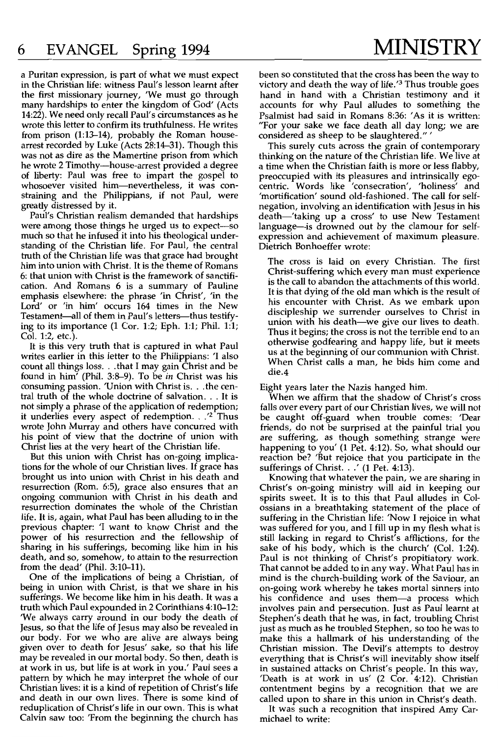a Puritan expression, is part of what we must expect in the Christian life: witness Paul's lesson learnt after the first missionary journey, 'We must go through many hardships to enter the kingdom of God' (Acts 14:22). We need only recall Paul's circumstances as he wrote this letter to confirm its truthfulness. He writes from prison (1:13–14), probably the Roman house-arrest recorded by Luke (Acts 28:14–31). Though this was not as dire as the Mamertine prison from which he wrote 2 Timothy—house-arrest provided a degree of liberty: Paul was free to impart the gospel to whosoever visited him—nevertheless, it was constraining and the Philippians, if not Paul, were greatly distressed by it.

Paul's Christian realism demanded that hardships were among those things he urged us to expect—so much so that he infused it into his theological understanding of the Christian life. For Paul, the central truth of the Christian life was that grace had brought him into union with Christ. It is the theme of Romans 6: that union with Christ is the framework of sanctification. And Romans 6 is a summary of Pauline emphasis elsewhere: the phrase 'in Christ', 'in the Lord' or 'in him' occurs 164 times in the New Testament—all of them in Paul's letters—thus testifying to its importance (1 Cor. 1:2; Eph. 1:1; Phil. 1:1; Col. 1:2, etc.).

It is this very truth that is captured in what Paul writes earlier in this letter to the Philippians: 'I also count all things loss. . .that I may gain Christ and be found in him' (Phil. 3:8–9). To be *in* Christ was his consuming passion. 'Union with Christ is. . .the central truth of the whole doctrine of salvation. . . It is not simply a phrase of the application of redemption; it underlies every aspect of redemption. . .'[2] Thus wrote John Murray and others have concurred with his point of view that the doctrine of union with Christ lies at the very heart of the Christian life.

But this union with Christ has on-going implications for the whole of our Christian lives. If grace has brought us into union with Christ in his death and resurrection (Rom. 6:5), grace also ensures that an ongoing communion with Christ in his death and resurrection dominates the whole of the Christian life. It is, again, what Paul has been alluding to in the previous chapter: 'I want to know Christ and the power of his resurrection and the fellowship of sharing in his sufferings, becoming like him in his death, and so, somehow, to attain to the resurrection from the dead' (Phil. 3:10–11).

One of the implications of being a Christian, of being in union with Christ, is that we share in his sufferings. We become like him in his death. It was a truth which Paul expounded in 2 Corinthians 4:10–12: 'We always carry around in our body the death of Jesus, so that the life of Jesus may also be revealed in our body. For we who are alive are always being given over to death for Jesus' sake, so that his life may be revealed in our mortal body. So then, death is at work in us, but life is at work in you.' Paul sees a pattern by which he may interpret the whole of our Christian lives: it is a kind of repetition of Christ's life and death in our own lives. There is some kind of reduplication of Christ's life in our own. This is what Calvin saw too: 'From the beginning the church has been so constituted that the cross has been the way to victory and death the way of life.'[3] Thus trouble goes hand in hand with a Christian testimony and it accounts for why Paul alludes to something the Psalmist had said in Romans 8:36: 'As it is written: "For your sake we face death all day long; we are considered as sheep to be slaughtered." '

This surely cuts across the grain of contemporary thinking on the nature of the Christian life. We live at a time when the Christian faith is more or less flabby, preoccupied with its pleasures and intrinsically egocentric. Words like 'consecration', 'holiness' and 'mortification' sound old-fashioned. The call for self-negation, involving an identification with Jesus in his death—'taking up a cross' to use New Testament language—is drowned out by the clamour for self-expression and achievement of maximum pleasure. Dietrich Bonhoeffer wrote:

> The cross is laid on every Christian. The first Christ-suffering which every man must experience is the call to abandon the attachments of this world. It is that dying of the old man which is the result of his encounter with Christ. As we embark upon discipleship we surrender ourselves to Christ in union with his death—we give our lives to death. Thus it begins; the cross is not the terrible end to an otherwise godfearing and happy life, but it meets us at the beginning of our communion with Christ. When Christ calls a man, he bids him come and die.[4]

Eight years later the Nazis hanged him.

When we affirm that the shadow of Christ's cross falls over every part of our Christian lives, we will not be caught off-guard when trouble comes: 'Dear friends, do not be surprised at the painful trial you are suffering, as though something strange were happening to you' (1 Pet. 4:12). So, what should our reaction be? 'But rejoice that you participate in the sufferings of Christ. . .' (1 Pet. 4:13).

Knowing that whatever the pain, we are sharing in Christ's on-going ministry will aid in keeping our spirits sweet. It is to this that Paul alludes in Colossians in a breathtaking statement of the place of suffering in the Christian life: 'Now I rejoice in what was suffered for you, and I fill up in my flesh what is still lacking in regard to Christ's afflictions, for the sake of his body, which is the church' (Col. 1:24). Paul is not thinking of Christ's propitiatory work. That cannot be added to in any way. What Paul has in mind is the church-building work of the Saviour, an on-going work whereby he takes mortal sinners into his confidence and uses them—a process which involves pain and persecution. Just as Paul learnt at Stephen's death that he was, in fact, troubling Christ just as much as he troubled Stephen, so too he was to make this a hallmark of his understanding of the Christian mission. The Devil's attempts to destroy everything that is Christ's will inevitably show itself in sustained attacks on Christ's people. In this way, 'Death is at work in us' (2 Cor. 4:12). Christian contentment begins by a recognition that we are called upon to share in this union in Christ's death.

It was such a recognition that inspired Amy Carmichael to write: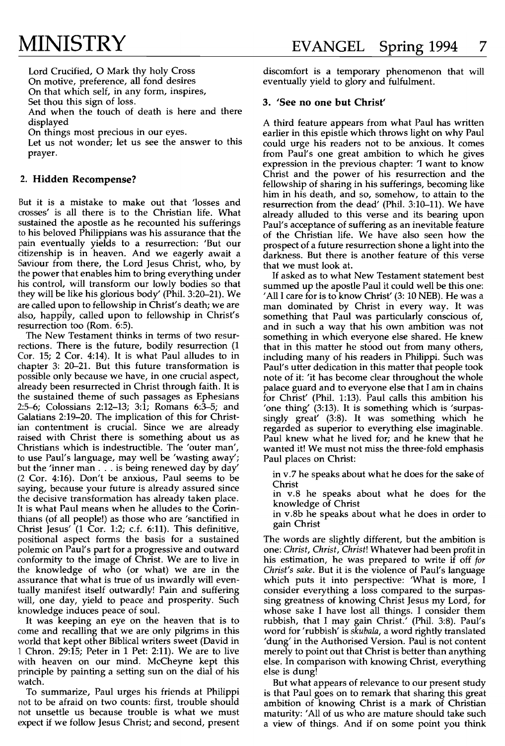Lord Crucified, O Mark thy holy Cross
On motive, preference, all fond desires
On that which self, in any form, inspires,
Set thou this sign of loss.
And when the touch of death is here and there displayed
On things most precious in our eyes.
Let us not wonder; let us see the answer to this prayer.

## 2. Hidden Recompense?

But it is a mistake to make out that 'losses and crosses' is all there is to the Christian life. What sustained the apostle as he recounted his sufferings to his beloved Philippians was his assurance that the pain eventually yields to a resurrection: 'But our citizenship is in heaven. And we eagerly await a Saviour from there, the Lord Jesus Christ, who, by the power that enables him to bring everything under his control, will transform our lowly bodies so that they will be like his glorious body' (Phil. 3:20–21). We are called upon to fellowship in Christ's death; we are also, happily, called upon to fellowship in Christ's resurrection too (Rom. 6:5).

The New Testament thinks in terms of two resurrections. There is the future, bodily resurrection (1 Cor. 15; 2 Cor. 4:14). It is what Paul alludes to in chapter 3: 20–21. But this future transformation is possible only because we have, in one crucial aspect, already been resurrected in Christ through faith. It is the sustained theme of such passages as Ephesians 2:5–6; Colossians 2:12–13; 3:1; Romans 6:3–5; and Galatians 2:19–20. The implication of this for Christian contentment is crucial. Since we are already raised with Christ there is something about us as Christians which is indestructible. The 'outer man', to use Paul's language, may well be 'wasting away'; but the 'inner man . . . is being renewed day by day' (2 Cor. 4:16). Don't be anxious, Paul seems to be saying, because your future is already assured since the decisive transformation has already taken place. It is what Paul means when he alludes to the Corinthians (of all people!) as those who are 'sanctified in Christ Jesus' (1 Cor. 1:2; c.f. 6:11). This definitive, positional aspect forms the basis for a sustained polemic on Paul's part for a progressive and outward conformity to the image of Christ. We are to live in the knowledge of who (or what) we are in the assurance that what is true of us inwardly will eventually manifest itself outwardly! Pain and suffering will, one day, yield to peace and prosperity. Such knowledge induces peace of soul.

It was keeping an eye on the heaven that is to come and recalling that we are only pilgrims in this world that kept other Biblical writers sweet (David in 1 Chron. 29:15; Peter in 1 Pet: 2:11). We are to live with heaven on our mind. McCheyne kept this principle by painting a setting sun on the dial of his watch.

To summarize, Paul urges his friends at Philippi not to be afraid on two counts: first, trouble should not unsettle us because trouble is what we must expect if we follow Jesus Christ; and second, present discomfort is a temporary phenomenon that will eventually yield to glory and fulfilment.

### 3. 'See no one but Christ'

A third feature appears from what Paul has written earlier in this epistle which throws light on why Paul could urge his readers not to be anxious. It comes from Paul's one great ambition to which he gives expression in the previous chapter: 'I want to know Christ and the power of his resurrection and the fellowship of sharing in his sufferings, becoming like him in his death, and so, somehow, to attain to the resurrection from the dead' (Phil. 3:10–11). We have already alluded to this verse and its bearing upon Paul's acceptance of suffering as an inevitable feature of the Christian life. We have also seen how the prospect of a future resurrection shone a light into the darkness. But there is another feature of this verse that we must look at.

If asked as to what New Testament statement best summed up the apostle Paul it could well be this one: 'All I care for is to know Christ' (3: 10 NEB). He was a man dominated by Christ in every way. It was something that Paul was particularly conscious of, and in such a way that his own ambition was not something in which everyone else shared. He knew that in this matter he stood out from many others, including many of his readers in Philippi. Such was Paul's utter dedication in this matter that people took note of it: 'it has become clear throughout the whole palace guard and to everyone else that I am in chains for Christ' (Phil. 1:13). Paul calls this ambition his 'one thing' (3:13). It is something which is 'surpassingly great' (3:8). It was something which he regarded as superior to everything else imaginable. Paul knew what he lived for; and he knew that he wanted it! We must not miss the three-fold emphasis Paul places on Christ:

in v.7 he speaks about what he does for the sake of Christ
in v.8 he speaks about what he does for the knowledge of Christ
in v.8b he speaks about what he does in order to gain Christ

The words are slightly different, but the ambition is one: *Christ, Christ, Christ*! Whatever had been profit in his estimation, he was prepared to write it off *for Christ's sake*. But it is the violence of Paul's language which puts it into perspective: 'What is more, I consider everything a loss compared to the surpassing greatness of knowing Christ Jesus my Lord, for whose sake I have lost all things. I consider them rubbish, that I may gain Christ.' (Phil. 3:8). Paul's word for 'rubbish' is *skubala*, a word rightly translated 'dung' in the Authorised Version. Paul is not content merely to point out that Christ is better than anything else. In comparison with knowing Christ, everything else is dung!

But what appears of relevance to our present study is that Paul goes on to remark that sharing this great ambition of knowing Christ is a mark of Christian maturity: 'All of us who are mature should take such a view of things. And if on some point you think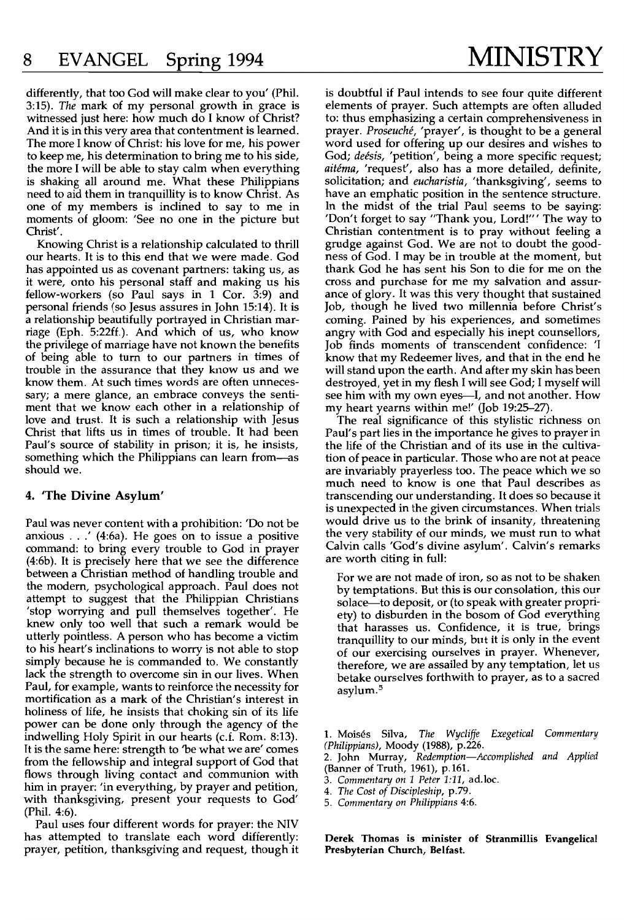differently, that too God will make clear to you' (Phil. 3:15). *The* mark of my personal growth in grace is witnessed just here: how much do I know of Christ? And it is in this very area that contentment is learned. The more I know of Christ: his love for me, his power to keep me, his determination to bring me to his side, the more I will be able to stay calm when everything is shaking all around me. What these Philippians need to aid them in tranquillity is to know Christ. As one of my members is inclined to say to me in moments of gloom: 'See no one in the picture but Christ'.

Knowing Christ is a relationship calculated to thrill our hearts. It is to this end that we were made. God has appointed us as covenant partners: taking us, as it were, onto his personal staff and making us his fellow-workers (so Paul says in 1 Cor. 3:9) and personal friends (so Jesus assures in John 15:14). It is a relationship beautifully portrayed in Christian marriage (Eph. 5:22ff.). And which of us, who know the privilege of marriage have not known the benefits of being able to turn to our partners in times of trouble in the assurance that they know us and we know them. At such times words are often unnecessary; a mere glance, an embrace conveys the sentiment that we know each other in a relationship of love and trust. It is such a relationship with Jesus Christ that lifts us in times of trouble. It had been Paul's source of stability in prison; it is, he insists, something which the Philippians can learn from—as should we.

### 4. 'The Divine Asylum'

Paul was never content with a prohibition: 'Do not be anxious . . .' (4:6a). He goes on to issue a positive command: to bring every trouble to God in prayer (4:6b). It is precisely here that we see the difference between a Christian method of handling trouble and the modern, psychological approach. Paul does not attempt to suggest that the Philippian Christians 'stop worrying and pull themselves together'. He knew only too well that such a remark would be utterly pointless. A person who has become a victim to his heart's inclinations to worry is not able to stop simply because he is commanded to. We constantly lack the strength to overcome sin in our lives. When Paul, for example, wants to reinforce the necessity for mortification as a mark of the Christian's interest in holiness of life, he insists that choking sin of its life power can be done only through the agency of the indwelling Holy Spirit in our hearts (c.f. Rom. 8:13). It is the same here: strength to 'be what we are' comes from the fellowship and integral support of God that flows through living contact and communion with him in prayer: 'in everything, by prayer and petition, with thanksgiving, present your requests to God' (Phil. 4:6).

Paul uses four different words for prayer: the NIV has attempted to translate each word differently: prayer, petition, thanksgiving and request, though it is doubtful if Paul intends to see four quite different elements of prayer. Such attempts are often alluded to: thus emphasizing a certain comprehensiveness in prayer. *Proseuché*, 'prayer', is thought to be a general word used for offering up our desires and wishes to God; *deésis*, 'petition', being a more specific request; *aitéma*, 'request', also has a more detailed, definite, solicitation; and *eucharistia*, 'thanksgiving', seems to have an emphatic position in the sentence structure. In the midst of the trial Paul seems to be saying: 'Don't forget to say "Thank you, Lord!"' The way to Christian contentment is to pray without feeling a grudge against God. We are not to doubt the goodness of God. I may be in trouble at the moment, but thank God he has sent his Son to die for me on the cross and purchase for me my salvation and assurance of glory. It was this very thought that sustained Job, though he lived two millennia before Christ's coming. Pained by his experiences, and sometimes angry with God and especially his inept counsellors, Job finds moments of transcendent confidence: 'I know that my Redeemer lives, and that in the end he will stand upon the earth. And after my skin has been destroyed, yet in my flesh I will see God; I myself will see him with my own eyes—I, and not another. How my heart yearns within me!' (Job 19:25–27).

The real significance of this stylistic richness on Paul's part lies in the importance he gives to prayer in the life of the Christian and of its use in the cultivation of peace in particular. Those who are not at peace are invariably prayerless too. The peace which we so much need to know is one that Paul describes as transcending our understanding. It does so because it is unexpected in the given circumstances. When trials would drive us to the brink of insanity, threatening the very stability of our minds, we must run to what Calvin calls 'God's divine asylum'. Calvin's remarks are worth citing in full:

> For we are not made of iron, so as not to be shaken by temptations. But this is our consolation, this our solace—to deposit, or (to speak with greater propriety) to disburden in the bosom of God everything that harasses us. Confidence, it is true, brings tranquillity to our minds, but it is only in the event of our exercising ourselves in prayer. Whenever, therefore, we are assailed by any temptation, let us betake ourselves forthwith to prayer, as to a sacred asylum.[5]

1. Moisés Silva, *The Wycliffe Exegetical Commentary (Philippians)*, Moody (1988), p.226.
2. John Murray, *Redemption—Accomplished and Applied* (Banner of Truth, 1961), p.161.
3. *Commentary on 1 Peter 1:11*, ad.loc.
4. *The Cost of Discipleship*, p.79.
5. *Commentary on Philippians* 4:6.

**Derek Thomas is minister of Stranmillis Evangelical Presbyterian Church, Belfast.**